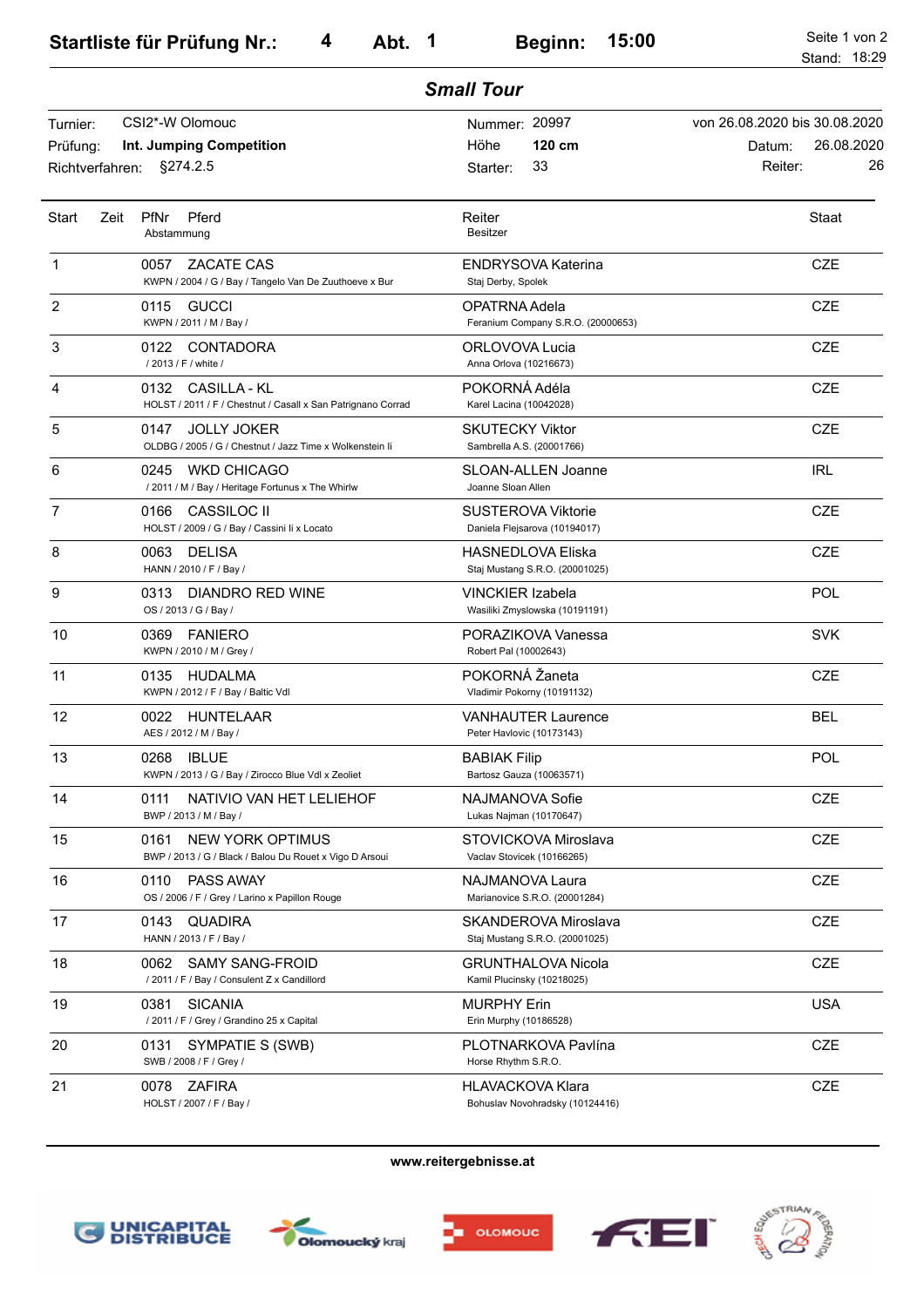# Startliste für Prüfung Nr.: 4 Abt. 1 Beginn: 15:00

Stand: 18:29

## *Small Tour*

| | | | | | |
|---|---|---|---|---|---|
| Turnier: | CSI2*-W Olomouc | Nummer: | 20997 | von 26.08.2020 bis 30.08.2020 | |
| Prüfung: | **Int. Jumping Competition** | Höhe | **120 cm** | Datum: | 26.08.2020 |
| Richtverfahren: | §274.2.5 | Starter: | 33 | Reiter: | 26 |

| Start | Zeit | PfNr | Pferd / Abstammung | Reiter / Besitzer | Staat |
|---|---|---|---|---|---|
| 1 | | 0057 | ZACATE CAS<br>KWPN / 2004 / G / Bay / Tangelo Van De Zuuthoeve x Bur | ENDRYSOVA Katerina<br>Staj Derby, Spolek | CZE |
| 2 | | 0115 | GUCCI<br>KWPN / 2011 / M / Bay / | OPATRNA Adela<br>Feranium Company S.R.O. (20000653) | CZE |
| 3 | | 0122 | CONTADORA<br>/ 2013 / F / white / | ORLOVOVA Lucia<br>Anna Orlova (10216673) | CZE |
| 4 | | 0132 | CASILLA - KL<br>HOLST / 2011 / F / Chestnut / Casall x San Patrignano Corrad | POKORNÁ Adéla<br>Karel Lacina (10042028) | CZE |
| 5 | | 0147 | JOLLY JOKER<br>OLDBG / 2005 / G / Chestnut / Jazz Time x Wolkenstein Ii | SKUTECKY Viktor<br>Sambrella A.S. (20001766) | CZE |
| 6 | | 0245 | WKD CHICAGO<br>/ 2011 / M / Bay / Heritage Fortunus x The Whirlw | SLOAN-ALLEN Joanne<br>Joanne Sloan Allen | IRL |
| 7 | | 0166 | CASSILOC II<br>HOLST / 2009 / G / Bay / Cassini Ii x Locato | SUSTEROVA Viktorie<br>Daniela Flejsarova (10194017) | CZE |
| 8 | | 0063 | DELISA<br>HANN / 2010 / F / Bay / | HASNEDLOVA Eliska<br>Staj Mustang S.R.O. (20001025) | CZE |
| 9 | | 0313 | DIANDRO RED WINE<br>OS / 2013 / G / Bay / | VINCKIER Izabela<br>Wasiliki Zmyslowska (10191197) | POL |
| 10 | | 0369 | FANIERO<br>KWPN / 2010 / M / Grey / | PORAZIKOVA Vanessa<br>Robert Pal (10002643) | SVK |
| 11 | | 0135 | HUDALMA<br>KWPN / 2012 / F / Bay / Baltic Vdl | POKORNÁ Žaneta<br>Vladimir Pokorny (10191132) | CZE |
| 12 | | 0022 | HUNTELAAR<br>AES / 2012 / M / Bay / | VANHAUTER Laurence<br>Peter Havlovic (10173143) | BEL |
| 13 | | 0268 | IBLUE<br>KWPN / 2013 / G / Bay / Zirocco Blue Vdl x Zeoliet | BABIAK Filip<br>Bartosz Gauza (10063571) | POL |
| 14 | | 0111 | NATIVIO VAN HET LELIEHOF<br>BWP / 2013 / M / Bay / | NAJMANOVA Sofie<br>Lukas Najman (10170647) | CZE |
| 15 | | 0161 | NEW YORK OPTIMUS<br>BWP / 2013 / G / Black / Balou Du Rouet x Vigo D Arsoui | STOVICKOVA Miroslava<br>Vaclav Stovicek (10166265) | CZE |
| 16 | | 0110 | PASS AWAY<br>OS / 2006 / F / Grey / Larino x Papillon Rouge | NAJMANOVA Laura<br>Marianovice S.R.O. (20001284) | CZE |
| 17 | | 0143 | QUADIRA<br>HANN / 2013 / F / Bay / | SKANDEROVA Miroslava<br>Staj Mustang S.R.O. (20001025) | CZE |
| 18 | | 0062 | SAMY SANG-FROID<br>/ 2011 / F / Bay / Consulent Z x Candillord | GRUNTHALOVA Nicola<br>Kamil Plucinsky (10218025) | CZE |
| 19 | | 0381 | SICANIA<br>/ 2011 / F / Grey / Grandino 25 x Capital | MURPHY Erin<br>Erin Murphy (10186528) | USA |
| 20 | | 0131 | SYMPATIE S (SWB)<br>SWB / 2008 / F / Grey / | PLOTNARKOVA Pavlína<br>Horse Rhythm S.R.O. | CZE |
| 21 | | 0078 | ZAFIRA<br>HOLST / 2007 / F / Bay / | HLAVACKOVA Klara<br>Bohuslav Novohradsky (10124416) | CZE |

**www.reitergebnisse.at**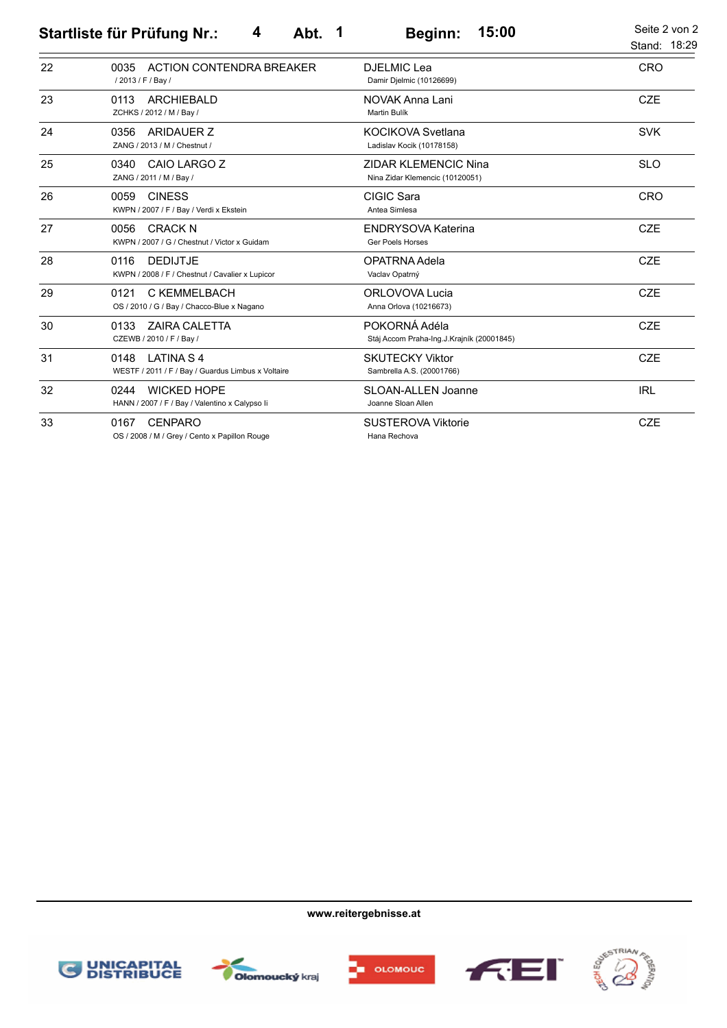## Startliste für Prüfung Nr.: 4 Abt. 1 Beginn: 15:00

Stand: 18:29

| | | | |
|---|---|---|---|
| 22 | 0035 ACTION CONTENDRA BREAKER<br>/ 2013 / F / Bay / | DJELMIC Lea<br>Damir Djelmic (10126699) | CRO |
| 23 | 0113 ARCHIEBALD<br>ZCHKS / 2012 / M / Bay / | NOVAK Anna Lani<br>Martin Bulík | CZE |
| 24 | 0356 ARIDAUER Z<br>ZANG / 2013 / M / Chestnut / | KOCIKOVA Svetlana<br>Ladislav Kocik (10178158) | SVK |
| 25 | 0340 CAIO LARGO Z<br>ZANG / 2011 / M / Bay / | ZIDAR KLEMENCIC Nina<br>Nina Zidar Klemencic (10120051) | SLO |
| 26 | 0059 CINESS<br>KWPN / 2007 / F / Bay / Verdi x Ekstein | CIGIC Sara<br>Antea Simlesa | CRO |
| 27 | 0056 CRACK N<br>KWPN / 2007 / G / Chestnut / Victor x Guidam | ENDRYSOVA Katerina<br>Ger Poels Horses | CZE |
| 28 | 0116 DEDIJTJE<br>KWPN / 2008 / F / Chestnut / Cavalier x Lupicor | OPATRNA Adela<br>Vaclav Opatrný | CZE |
| 29 | 0121 C KEMMELBACH<br>OS / 2010 / G / Bay / Chacco-Blue x Nagano | ORLOVOVA Lucia<br>Anna Orlova (10216673) | CZE |
| 30 | 0133 ZAIRA CALETTA<br>CZEWB / 2010 / F / Bay / | POKORNÁ Adéla<br>Stáj Accom Praha-Ing.J.Krajník (20001845) | CZE |
| 31 | 0148 LATINA S 4<br>WESTF / 2011 / F / Bay / Guardus Limbus x Voltaire | SKUTECKY Viktor<br>Sambrella A.S. (20001766) | CZE |
| 32 | 0244 WICKED HOPE<br>HANN / 2007 / F / Bay / Valentino x Calypso Ii | SLOAN-ALLEN Joanne<br>Joanne Sloan Allen | IRL |
| 33 | 0167 CENPARO<br>OS / 2008 / M / Grey / Cento x Papillon Rouge | SUSTEROVA Viktorie<br>Hana Rechova | CZE |

www.reitergebnisse.at